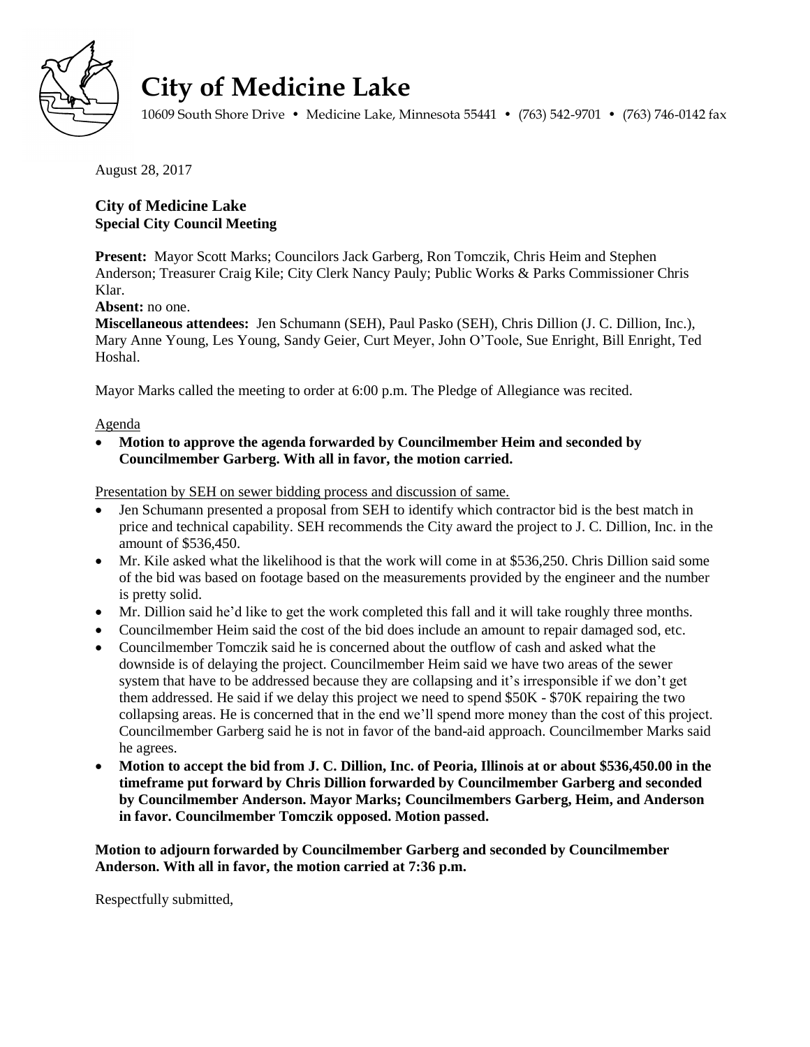# City of Medicine Lake

10609 South Shore Drive • Medicine Lake, Minnesota 55441 • (763) 542-9701 • (763) 746-0142 fax

August 28, 2017

### City of Medicine Lake
**Special City Council Meeting**

**Present:** Mayor Scott Marks; Councilors Jack Garberg, Ron Tomczik, Chris Heim and Stephen Anderson; Treasurer Craig Kile; City Clerk Nancy Pauly; Public Works & Parks Commissioner Chris Klar.

**Absent:** no one.

**Miscellaneous attendees:** Jen Schumann (SEH), Paul Pasko (SEH), Chris Dillion (J. C. Dillion, Inc.), Mary Anne Young, Les Young, Sandy Geier, Curt Meyer, John O'Toole, Sue Enright, Bill Enright, Ted Hoshal.

Mayor Marks called the meeting to order at 6:00 p.m. The Pledge of Allegiance was recited.

Agenda

- **Motion to approve the agenda forwarded by Councilmember Heim and seconded by Councilmember Garberg. With all in favor, the motion carried.**

Presentation by SEH on sewer bidding process and discussion of same.

- Jen Schumann presented a proposal from SEH to identify which contractor bid is the best match in price and technical capability. SEH recommends the City award the project to J. C. Dillion, Inc. in the amount of $536,450.
- Mr. Kile asked what the likelihood is that the work will come in at $536,250. Chris Dillion said some of the bid was based on footage based on the measurements provided by the engineer and the number is pretty solid.
- Mr. Dillion said he'd like to get the work completed this fall and it will take roughly three months.
- Councilmember Heim said the cost of the bid does include an amount to repair damaged sod, etc.
- Councilmember Tomczik said he is concerned about the outflow of cash and asked what the downside is of delaying the project. Councilmember Heim said we have two areas of the sewer system that have to be addressed because they are collapsing and it's irresponsible if we don't get them addressed. He said if we delay this project we need to spend $50K - $70K repairing the two collapsing areas. He is concerned that in the end we'll spend more money than the cost of this project. Councilmember Garberg said he is not in favor of the band-aid approach. Councilmember Marks said he agrees.
- **Motion to accept the bid from J. C. Dillion, Inc. of Peoria, Illinois at or about $536,450.00 in the timeframe put forward by Chris Dillion forwarded by Councilmember Garberg and seconded by Councilmember Anderson. Mayor Marks; Councilmembers Garberg, Heim, and Anderson in favor. Councilmember Tomczik opposed. Motion passed.**

**Motion to adjourn forwarded by Councilmember Garberg and seconded by Councilmember Anderson. With all in favor, the motion carried at 7:36 p.m.**

Respectfully submitted,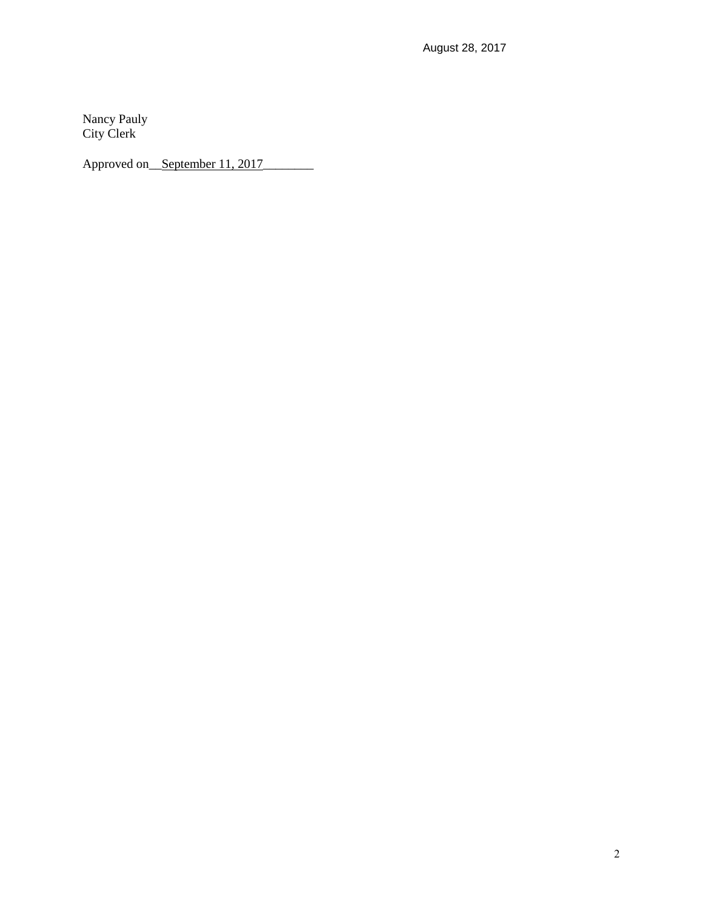Nancy Pauly
City Clerk

Approved on__September 11, 2017________